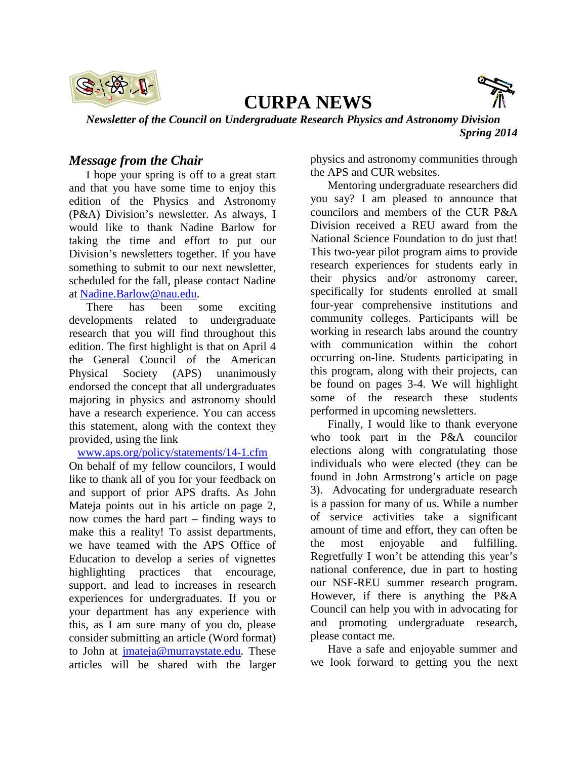# CURPA NEWS

***Newsletter of the Council on Undergraduate Research Physics and Astronomy Division***

***Spring 2014***

## *Message from the Chair*

I hope your spring is off to a great start and that you have some time to enjoy this edition of the Physics and Astronomy (P&A) Division's newsletter. As always, I would like to thank Nadine Barlow for taking the time and effort to put our Division's newsletters together. If you have something to submit to our next newsletter, scheduled for the fall, please contact Nadine at Nadine.Barlow@nau.edu.

There has been some exciting developments related to undergraduate research that you will find throughout this edition. The first highlight is that on April 4 the General Council of the American Physical Society (APS) unanimously endorsed the concept that all undergraduates majoring in physics and astronomy should have a research experience. You can access this statement, along with the context they provided, using the link www.aps.org/policy/statements/14-1.cfm On behalf of my fellow councilors, I would like to thank all of you for your feedback on and support of prior APS drafts. As John Mateja points out in his article on page 2, now comes the hard part – finding ways to make this a reality! To assist departments, we have teamed with the APS Office of Education to develop a series of vignettes highlighting practices that encourage, support, and lead to increases in research experiences for undergraduates. If you or your department has any experience with this, as I am sure many of you do, please consider submitting an article (Word format) to John at jmateja@murraystate.edu. These articles will be shared with the larger physics and astronomy communities through the APS and CUR websites.

Mentoring undergraduate researchers did you say? I am pleased to announce that councilors and members of the CUR P&A Division received a REU award from the National Science Foundation to do just that! This two-year pilot program aims to provide research experiences for students early in their physics and/or astronomy career, specifically for students enrolled at small four-year comprehensive institutions and community colleges. Participants will be working in research labs around the country with communication within the cohort occurring on-line. Students participating in this program, along with their projects, can be found on pages 3-4. We will highlight some of the research these students performed in upcoming newsletters.

Finally, I would like to thank everyone who took part in the P&A councilor elections along with congratulating those individuals who were elected (they can be found in John Armstrong's article on page 3). Advocating for undergraduate research is a passion for many of us. While a number of service activities take a significant amount of time and effort, they can often be the most enjoyable and fulfilling. Regretfully I won't be attending this year's national conference, due in part to hosting our NSF-REU summer research program. However, if there is anything the P&A Council can help you with in advocating for and promoting undergraduate research, please contact me.

Have a safe and enjoyable summer and we look forward to getting you the next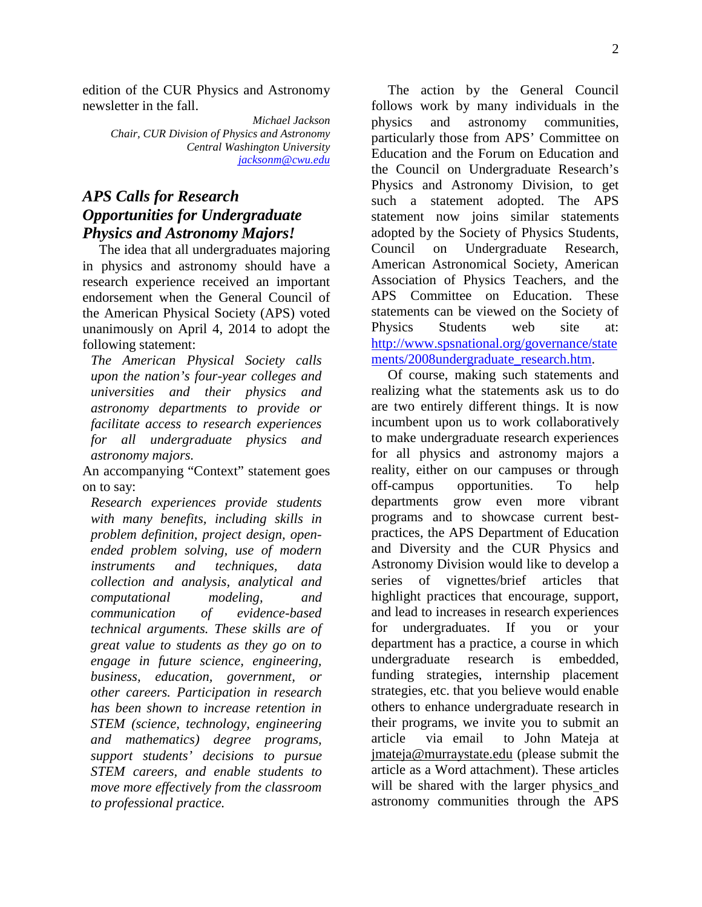edition of the CUR Physics and Astronomy newsletter in the fall.

*Michael Jackson*
*Chair, CUR Division of Physics and Astronomy*
*Central Washington University*
*jacksonm@cwu.edu*

## *APS Calls for Research Opportunities for Undergraduate Physics and Astronomy Majors!*

The idea that all undergraduates majoring in physics and astronomy should have a research experience received an important endorsement when the General Council of the American Physical Society (APS) voted unanimously on April 4, 2014 to adopt the following statement:

> *The American Physical Society calls upon the nation's four-year colleges and universities and their physics and astronomy departments to provide or facilitate access to research experiences for all undergraduate physics and astronomy majors.*

An accompanying "Context" statement goes on to say:

> *Research experiences provide students with many benefits, including skills in problem definition, project design, open-ended problem solving, use of modern instruments and techniques, data collection and analysis, analytical and computational modeling, and communication of evidence-based technical arguments. These skills are of great value to students as they go on to engage in future science, engineering, business, education, government, or other careers. Participation in research has been shown to increase retention in STEM (science, technology, engineering and mathematics) degree programs, support students' decisions to pursue STEM careers, and enable students to move more effectively from the classroom to professional practice.*

The action by the General Council follows work by many individuals in the physics and astronomy communities, particularly those from APS' Committee on Education and the Forum on Education and the Council on Undergraduate Research's Physics and Astronomy Division, to get such a statement adopted. The APS statement now joins similar statements adopted by the Society of Physics Students, Council on Undergraduate Research, American Astronomical Society, American Association of Physics Teachers, and the APS Committee on Education. These statements can be viewed on the Society of Physics Students web site at: http://www.spsnational.org/governance/statements/2008undergraduate_research.htm.

Of course, making such statements and realizing what the statements ask us to do are two entirely different things. It is now incumbent upon us to work collaboratively to make undergraduate research experiences for all physics and astronomy majors a reality, either on our campuses or through off-campus opportunities. To help departments grow even more vibrant programs and to showcase current best-practices, the APS Department of Education and Diversity and the CUR Physics and Astronomy Division would like to develop a series of vignettes/brief articles that highlight practices that encourage, support, and lead to increases in research experiences for undergraduates. If you or your department has a practice, a course in which undergraduate research is embedded, funding strategies, internship placement strategies, etc. that you believe would enable others to enhance undergraduate research in their programs, we invite you to submit an article via email to John Mateja at jmateja@murraystate.edu (please submit the article as a Word attachment). These articles will be shared with the larger physics and astronomy communities through the APS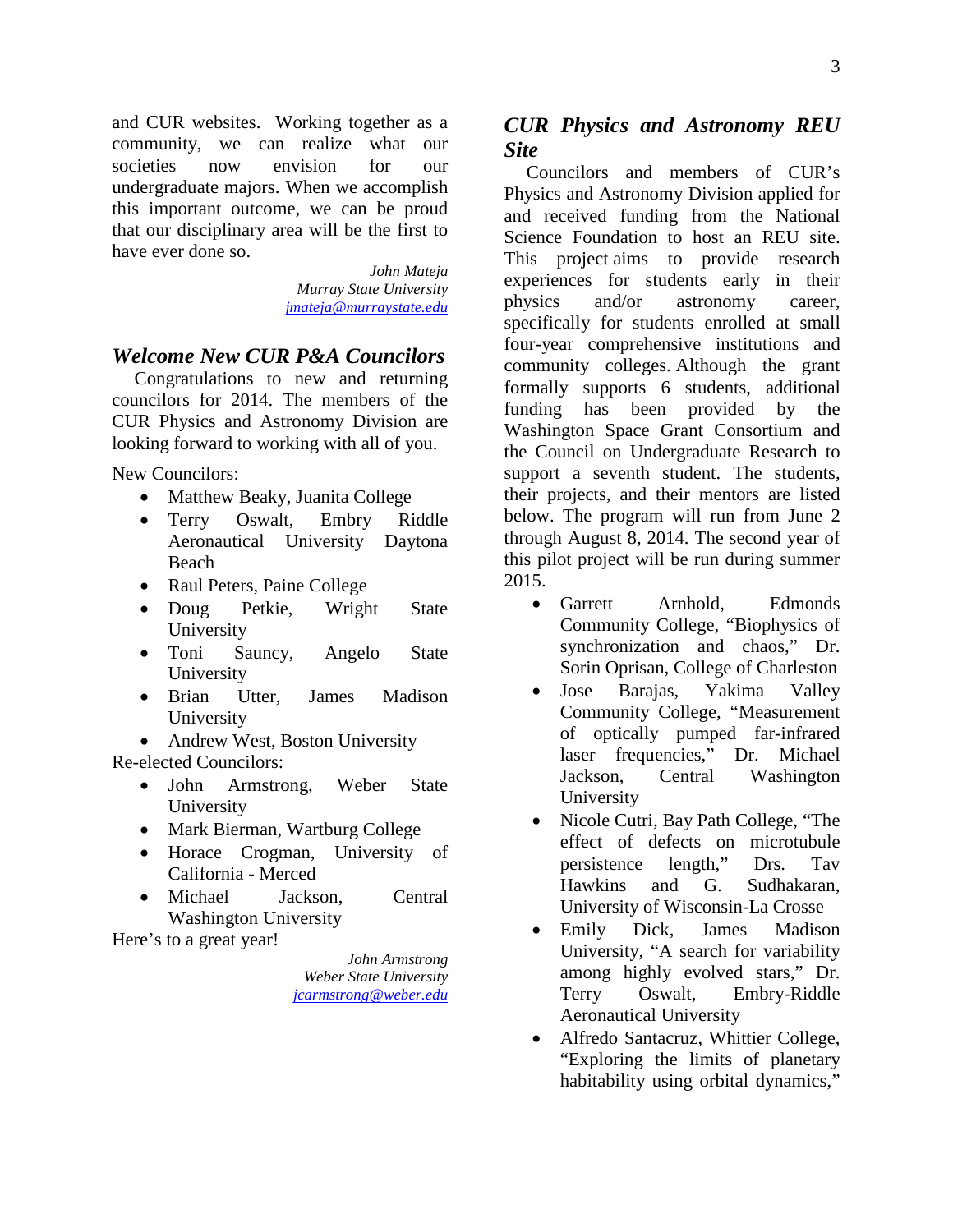and CUR websites. Working together as a community, we can realize what our societies now envision for our undergraduate majors. When we accomplish this important outcome, we can be proud that our disciplinary area will be the first to have ever done so.

*John Mateja*
*Murray State University*
*jmateja@murraystate.edu*

## *Welcome New CUR P&A Councilors*

Congratulations to new and returning councilors for 2014. The members of the CUR Physics and Astronomy Division are looking forward to working with all of you.

New Councilors:

- Matthew Beaky, Juanita College
- Terry Oswalt, Embry Riddle Aeronautical University Daytona Beach
- Raul Peters, Paine College
- Doug Petkie, Wright State University
- Toni Sauncy, Angelo State University
- Brian Utter, James Madison University
- Andrew West, Boston University

Re-elected Councilors:

- John Armstrong, Weber State University
- Mark Bierman, Wartburg College
- Horace Crogman, University of California - Merced
- Michael Jackson, Central Washington University

Here's to a great year!

*John Armstrong*
*Weber State University*
*jcarmstrong@weber.edu*

## *CUR Physics and Astronomy REU Site*

Councilors and members of CUR's Physics and Astronomy Division applied for and received funding from the National Science Foundation to host an REU site. This project aims to provide research experiences for students early in their physics and/or astronomy career, specifically for students enrolled at small four-year comprehensive institutions and community colleges. Although the grant formally supports 6 students, additional funding has been provided by the Washington Space Grant Consortium and the Council on Undergraduate Research to support a seventh student. The students, their projects, and their mentors are listed below. The program will run from June 2 through August 8, 2014. The second year of this pilot project will be run during summer 2015.

- Garrett Arnhold, Edmonds Community College, "Biophysics of synchronization and chaos," Dr. Sorin Oprisan, College of Charleston
- Jose Barajas, Yakima Valley Community College, "Measurement of optically pumped far-infrared laser frequencies," Dr. Michael Jackson, Central Washington University
- Nicole Cutri, Bay Path College, "The effect of defects on microtubule persistence length," Drs. Tav Hawkins and G. Sudhakaran, University of Wisconsin-La Crosse
- Emily Dick, James Madison University, "A search for variability among highly evolved stars," Dr. Terry Oswalt, Embry-Riddle Aeronautical University
- Alfredo Santacruz, Whittier College, "Exploring the limits of planetary habitability using orbital dynamics,"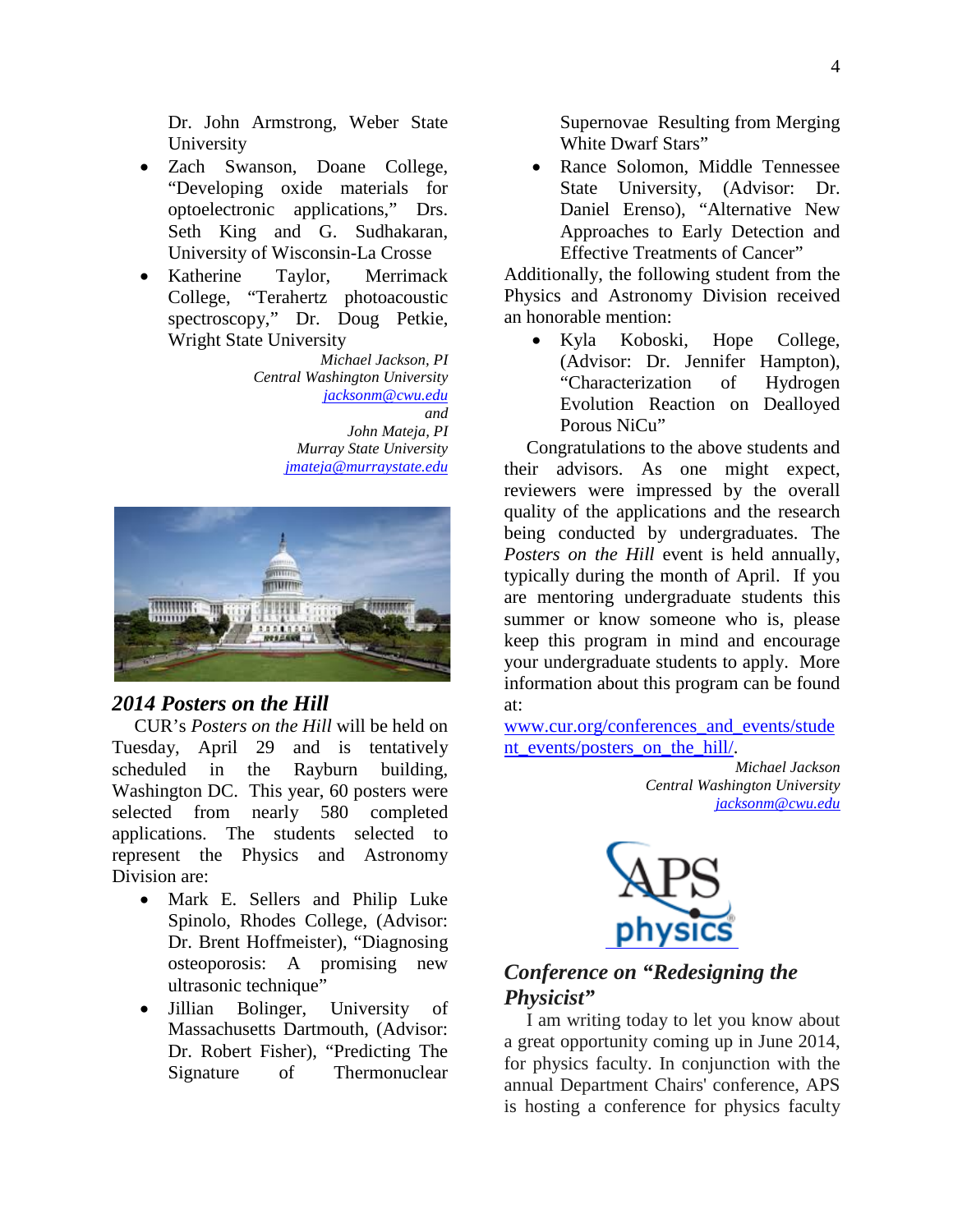Dr. John Armstrong, Weber State University

- Zach Swanson, Doane College, "Developing oxide materials for optoelectronic applications," Drs. Seth King and G. Sudhakaran, University of Wisconsin-La Crosse
- Katherine Taylor, Merrimack College, "Terahertz photoacoustic spectroscopy," Dr. Doug Petkie, Wright State University

*Michael Jackson, PI*
*Central Washington University*
*jacksonm@cwu.edu*
*and*
*John Mateja, PI*
*Murray State University*
*jmateja@murraystate.edu*

## *2014 Posters on the Hill*

CUR's *Posters on the Hill* will be held on Tuesday, April 29 and is tentatively scheduled in the Rayburn building, Washington DC. This year, 60 posters were selected from nearly 580 completed applications. The students selected to represent the Physics and Astronomy Division are:

- Mark E. Sellers and Philip Luke Spinolo, Rhodes College, (Advisor: Dr. Brent Hoffmeister), "Diagnosing osteoporosis: A promising new ultrasonic technique"
- Jillian Bolinger, University of Massachusetts Dartmouth, (Advisor: Dr. Robert Fisher), "Predicting The Signature of Thermonuclear Supernovae Resulting from Merging White Dwarf Stars"
- Rance Solomon, Middle Tennessee State University, (Advisor: Dr. Daniel Erenso), "Alternative New Approaches to Early Detection and Effective Treatments of Cancer"

Additionally, the following student from the Physics and Astronomy Division received an honorable mention:

- Kyla Koboski, Hope College, (Advisor: Dr. Jennifer Hampton), "Characterization of Hydrogen Evolution Reaction on Dealloyed Porous NiCu"

Congratulations to the above students and their advisors. As one might expect, reviewers were impressed by the overall quality of the applications and the research being conducted by undergraduates. The *Posters on the Hill* event is held annually, typically during the month of April. If you are mentoring undergraduate students this summer or know someone who is, please keep this program in mind and encourage your undergraduate students to apply. More information about this program can be found at: www.cur.org/conferences_and_events/student_events/posters_on_the_hill/.

*Michael Jackson*
*Central Washington University*
*jacksonm@cwu.edu*

## *Conference on "Redesigning the Physicist"*

I am writing today to let you know about a great opportunity coming up in June 2014, for physics faculty. In conjunction with the annual Department Chairs' conference, APS is hosting a conference for physics faculty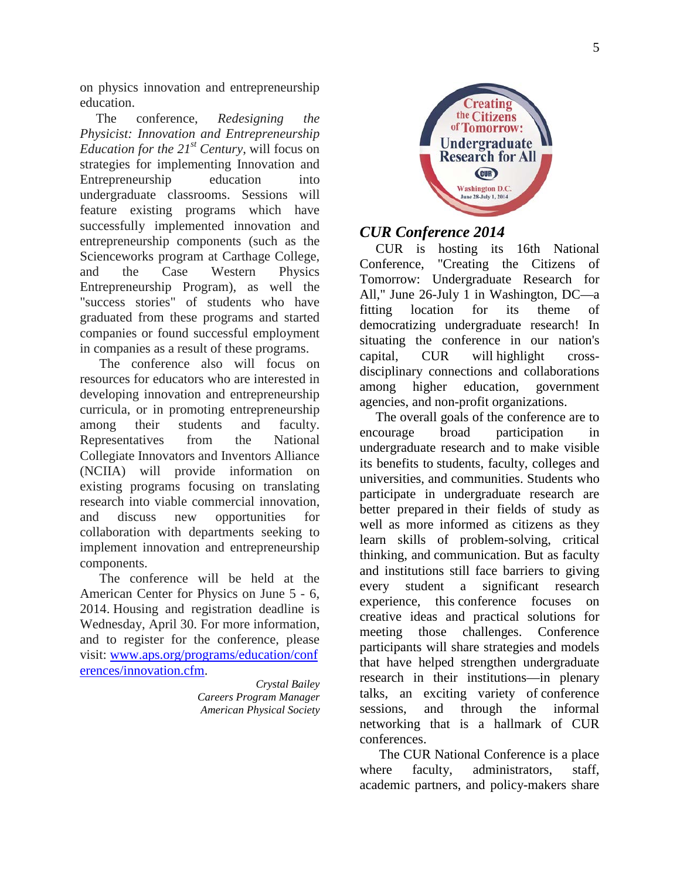on physics innovation and entrepreneurship education.

The conference, *Redesigning the Physicist: Innovation and Entrepreneurship Education for the 21st Century*, will focus on strategies for implementing Innovation and Entrepreneurship education into undergraduate classrooms. Sessions will feature existing programs which have successfully implemented innovation and entrepreneurship components (such as the Scienceworks program at Carthage College, and the Case Western Physics Entrepreneurship Program), as well the "success stories" of students who have graduated from these programs and started companies or found successful employment in companies as a result of these programs.

The conference also will focus on resources for educators who are interested in developing innovation and entrepreneurship curricula, or in promoting entrepreneurship among their students and faculty. Representatives from the National Collegiate Innovators and Inventors Alliance (NCIIA) will provide information on existing programs focusing on translating research into viable commercial innovation, and discuss new opportunities for collaboration with departments seeking to implement innovation and entrepreneurship components.

The conference will be held at the American Center for Physics on June 5 - 6, 2014. Housing and registration deadline is Wednesday, April 30. For more information, and to register for the conference, please visit: [www.aps.org/programs/education/conferences/innovation.cfm](www.aps.org/programs/education/conferences/innovation.cfm).

*Crystal Bailey*
*Careers Program Manager*
*American Physical Society*

Creating the Citizens of Tomorrow: Undergraduate Research for All
CUR
Washington D.C.
June 28-July 1, 2014

## *CUR Conference 2014*

CUR is hosting its 16th National Conference, "Creating the Citizens of Tomorrow: Undergraduate Research for All," June 26-July 1 in Washington, DC—a fitting location for its theme of democratizing undergraduate research! In situating the conference in our nation's capital, CUR will highlight cross-disciplinary connections and collaborations among higher education, government agencies, and non-profit organizations.

The overall goals of the conference are to encourage broad participation in undergraduate research and to make visible its benefits to students, faculty, colleges and universities, and communities. Students who participate in undergraduate research are better prepared in their fields of study as well as more informed as citizens as they learn skills of problem-solving, critical thinking, and communication. But as faculty and institutions still face barriers to giving every student a significant research experience, this conference focuses on creative ideas and practical solutions for meeting those challenges. Conference participants will share strategies and models that have helped strengthen undergraduate research in their institutions—in plenary talks, an exciting variety of conference sessions, and through the informal networking that is a hallmark of CUR conferences.

The CUR National Conference is a place where faculty, administrators, staff, academic partners, and policy-makers share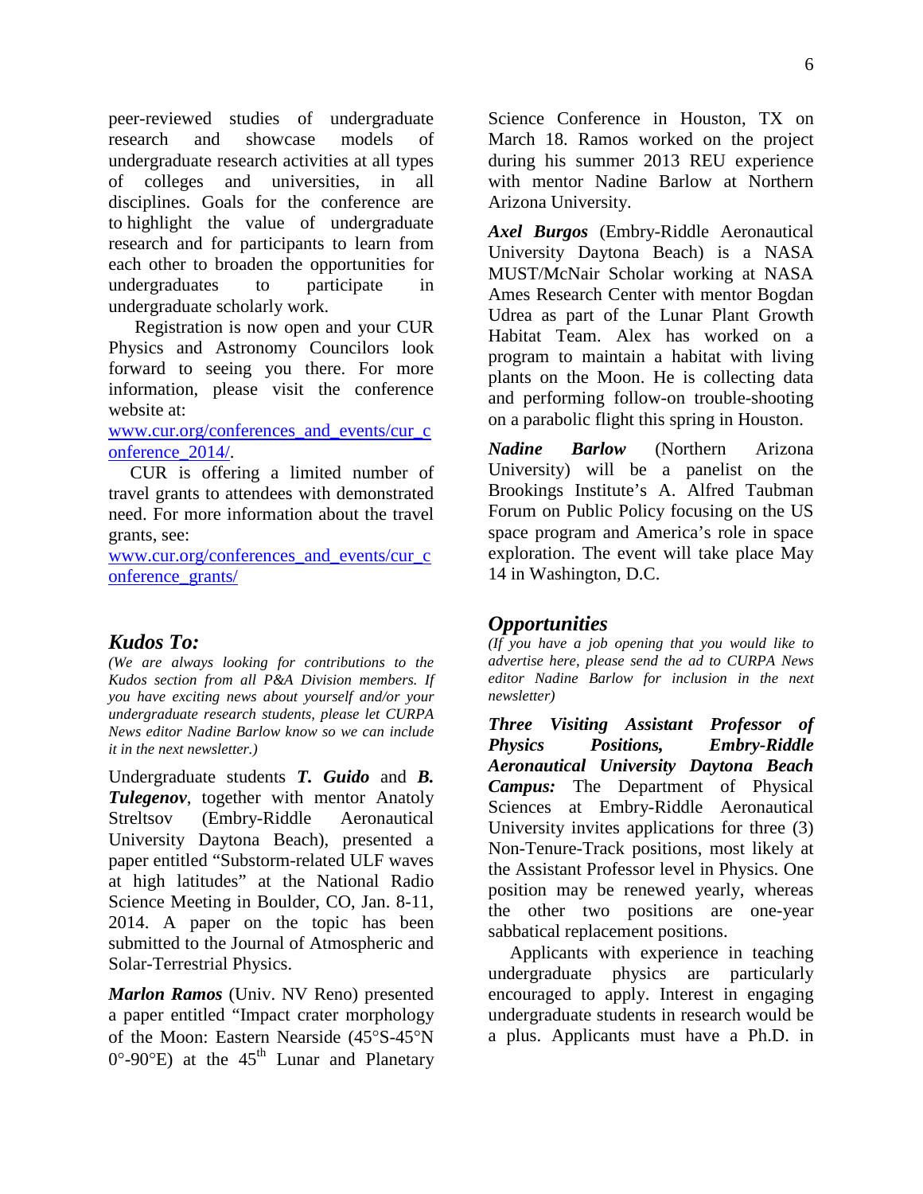peer-reviewed studies of undergraduate research and showcase models of undergraduate research activities at all types of colleges and universities, in all disciplines. Goals for the conference are to highlight the value of undergraduate research and for participants to learn from each other to broaden the opportunities for undergraduates to participate in undergraduate scholarly work.

Registration is now open and your CUR Physics and Astronomy Councilors look forward to seeing you there. For more information, please visit the conference website at: [www.cur.org/conferences_and_events/cur_conference_2014/](www.cur.org/conferences_and_events/cur_conference_2014/).

CUR is offering a limited number of travel grants to attendees with demonstrated need. For more information about the travel grants, see: [www.cur.org/conferences_and_events/cur_conference_grants/](www.cur.org/conferences_and_events/cur_conference_grants/)

## Kudos To:

*(We are always looking for contributions to the Kudos section from all P&A Division members. If you have exciting news about yourself and/or your undergraduate research students, please let CURPA News editor Nadine Barlow know so we can include it in the next newsletter.)*

Undergraduate students ***T. Guido*** and ***B. Tulegenov***, together with mentor Anatoly Streltsov (Embry-Riddle Aeronautical University Daytona Beach), presented a paper entitled "Substorm-related ULF waves at high latitudes" at the National Radio Science Meeting in Boulder, CO, Jan. 8-11, 2014. A paper on the topic has been submitted to the Journal of Atmospheric and Solar-Terrestrial Physics.

***Marlon Ramos*** (Univ. NV Reno) presented a paper entitled "Impact crater morphology of the Moon: Eastern Nearside (45°S-45°N 0°-90°E) at the 45th Lunar and Planetary Science Conference in Houston, TX on March 18. Ramos worked on the project during his summer 2013 REU experience with mentor Nadine Barlow at Northern Arizona University.

***Axel Burgos*** (Embry-Riddle Aeronautical University Daytona Beach) is a NASA MUST/McNair Scholar working at NASA Ames Research Center with mentor Bogdan Udrea as part of the Lunar Plant Growth Habitat Team. Alex has worked on a program to maintain a habitat with living plants on the Moon. He is collecting data and performing follow-on trouble-shooting on a parabolic flight this spring in Houston.

***Nadine Barlow*** (Northern Arizona University) will be a panelist on the Brookings Institute's A. Alfred Taubman Forum on Public Policy focusing on the US space program and America's role in space exploration. The event will take place May 14 in Washington, D.C.

## Opportunities

*(If you have a job opening that you would like to advertise here, please send the ad to CURPA News editor Nadine Barlow for inclusion in the next newsletter)*

***Three Visiting Assistant Professor of Physics Positions, Embry-Riddle Aeronautical University Daytona Beach Campus:*** The Department of Physical Sciences at Embry-Riddle Aeronautical University invites applications for three (3) Non-Tenure-Track positions, most likely at the Assistant Professor level in Physics. One position may be renewed yearly, whereas the other two positions are one-year sabbatical replacement positions.

Applicants with experience in teaching undergraduate physics are particularly encouraged to apply. Interest in engaging undergraduate students in research would be a plus. Applicants must have a Ph.D. in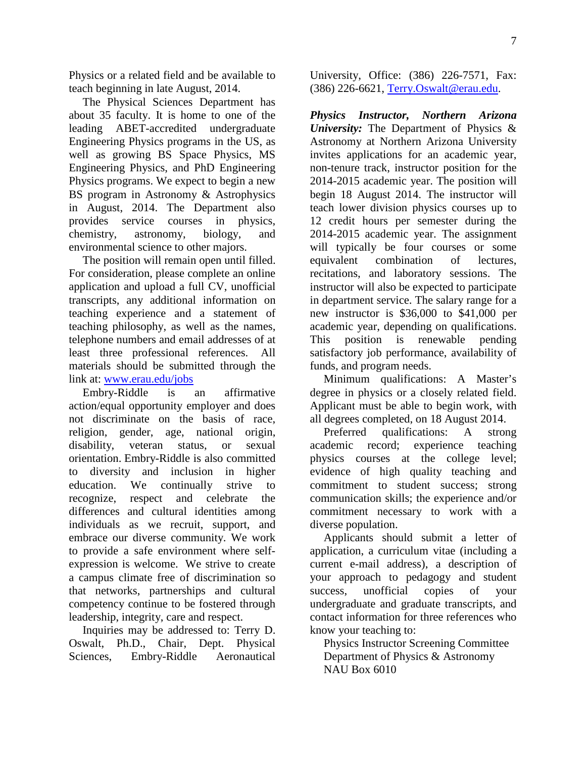Physics or a related field and be available to teach beginning in late August, 2014.

The Physical Sciences Department has about 35 faculty. It is home to one of the leading ABET-accredited undergraduate Engineering Physics programs in the US, as well as growing BS Space Physics, MS Engineering Physics, and PhD Engineering Physics programs. We expect to begin a new BS program in Astronomy & Astrophysics in August, 2014. The Department also provides service courses in physics, chemistry, astronomy, biology, and environmental science to other majors.

The position will remain open until filled. For consideration, please complete an online application and upload a full CV, unofficial transcripts, any additional information on teaching experience and a statement of teaching philosophy, as well as the names, telephone numbers and email addresses of at least three professional references. All materials should be submitted through the link at: www.erau.edu/jobs

Embry-Riddle is an affirmative action/equal opportunity employer and does not discriminate on the basis of race, religion, gender, age, national origin, disability, veteran status, or sexual orientation. Embry-Riddle is also committed to diversity and inclusion in higher education. We continually strive to recognize, respect and celebrate the differences and cultural identities among individuals as we recruit, support, and embrace our diverse community. We work to provide a safe environment where self-expression is welcome. We strive to create a campus climate free of discrimination so that networks, partnerships and cultural competency continue to be fostered through leadership, integrity, care and respect.

Inquiries may be addressed to: Terry D. Oswalt, Ph.D., Chair, Dept. Physical Sciences, Embry-Riddle Aeronautical University, Office: (386) 226-7571, Fax: (386) 226-6621, Terry.Oswalt@erau.edu.

***Physics Instructor, Northern Arizona University:*** The Department of Physics & Astronomy at Northern Arizona University invites applications for an academic year, non-tenure track, instructor position for the 2014-2015 academic year. The position will begin 18 August 2014. The instructor will teach lower division physics courses up to 12 credit hours per semester during the 2014-2015 academic year. The assignment will typically be four courses or some equivalent combination of lectures, recitations, and laboratory sessions. The instructor will also be expected to participate in department service. The salary range for a new instructor is $36,000 to $41,000 per academic year, depending on qualifications. This position is renewable pending satisfactory job performance, availability of funds, and program needs.

Minimum qualifications: A Master's degree in physics or a closely related field. Applicant must be able to begin work, with all degrees completed, on 18 August 2014.

Preferred qualifications: A strong academic record; experience teaching physics courses at the college level; evidence of high quality teaching and commitment to student success; strong communication skills; the experience and/or commitment necessary to work with a diverse population.

Applicants should submit a letter of application, a curriculum vitae (including a current e-mail address), a description of your approach to pedagogy and student success, unofficial copies of your undergraduate and graduate transcripts, and contact information for three references who know your teaching to:

Physics Instructor Screening Committee
Department of Physics & Astronomy
NAU Box 6010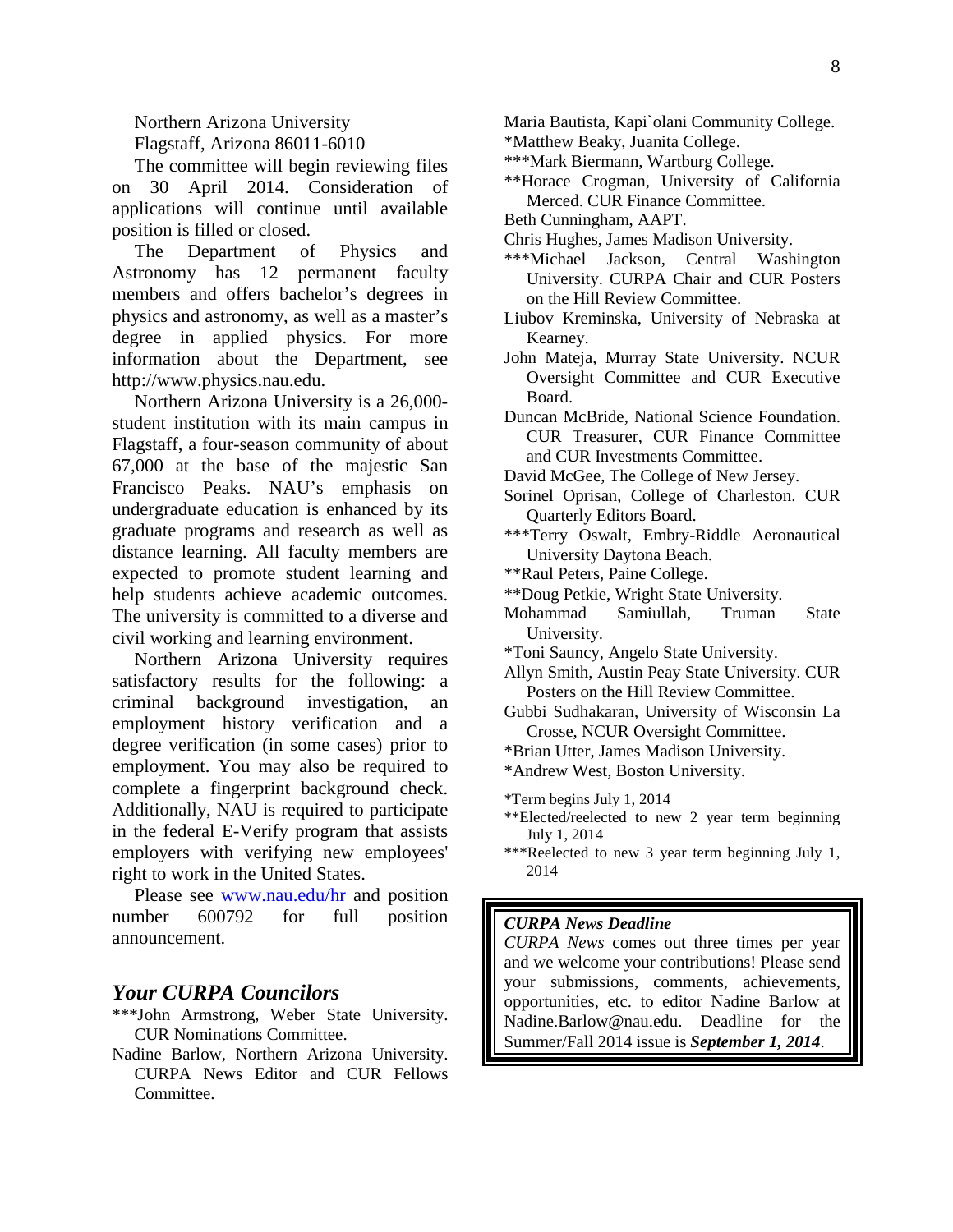Northern Arizona University
Flagstaff, Arizona 86011-6010

The committee will begin reviewing files on 30 April 2014. Consideration of applications will continue until available position is filled or closed.

The Department of Physics and Astronomy has 12 permanent faculty members and offers bachelor's degrees in physics and astronomy, as well as a master's degree in applied physics. For more information about the Department, see http://www.physics.nau.edu.

Northern Arizona University is a 26,000-student institution with its main campus in Flagstaff, a four-season community of about 67,000 at the base of the majestic San Francisco Peaks. NAU's emphasis on undergraduate education is enhanced by its graduate programs and research as well as distance learning. All faculty members are expected to promote student learning and help students achieve academic outcomes. The university is committed to a diverse and civil working and learning environment.

Northern Arizona University requires satisfactory results for the following: a criminal background investigation, an employment history verification and a degree verification (in some cases) prior to employment. You may also be required to complete a fingerprint background check. Additionally, NAU is required to participate in the federal E-Verify program that assists employers with verifying new employees' right to work in the United States.

Please see www.nau.edu/hr and position number 600792 for full position announcement.

## *Your CURPA Councilors*

***John Armstrong, Weber State University. CUR Nominations Committee.

Nadine Barlow, Northern Arizona University. CURPA News Editor and CUR Fellows Committee.

Maria Bautista, Kapi`olani Community College.

*Matthew Beaky, Juanita College.

***Mark Biermann, Wartburg College.

**Horace Crogman, University of California Merced. CUR Finance Committee.

Beth Cunningham, AAPT.

Chris Hughes, James Madison University.

***Michael Jackson, Central Washington University. CURPA Chair and CUR Posters on the Hill Review Committee.

Liubov Kreminska, University of Nebraska at Kearney.

John Mateja, Murray State University. NCUR Oversight Committee and CUR Executive Board.

Duncan McBride, National Science Foundation. CUR Treasurer, CUR Finance Committee and CUR Investments Committee.

David McGee, The College of New Jersey.

Sorinel Oprisan, College of Charleston. CUR Quarterly Editors Board.

***Terry Oswalt, Embry-Riddle Aeronautical University Daytona Beach.

**Raul Peters, Paine College.

**Doug Petkie, Wright State University.

Mohammad Samiullah, Truman State University.

*Toni Sauncy, Angelo State University.

Allyn Smith, Austin Peay State University. CUR Posters on the Hill Review Committee.

Gubbi Sudhakaran, University of Wisconsin La Crosse, NCUR Oversight Committee.

*Brian Utter, James Madison University.

*Andrew West, Boston University.

*Term begins July 1, 2014

**Elected/reelected to new 2 year term beginning July 1, 2014

***Reelected to new 3 year term beginning July 1, 2014

***CURPA News Deadline***

*CURPA News* comes out three times per year and we welcome your contributions! Please send your submissions, comments, achievements, opportunities, etc. to editor Nadine Barlow at Nadine.Barlow@nau.edu. Deadline for the Summer/Fall 2014 issue is ***September 1, 2014***.